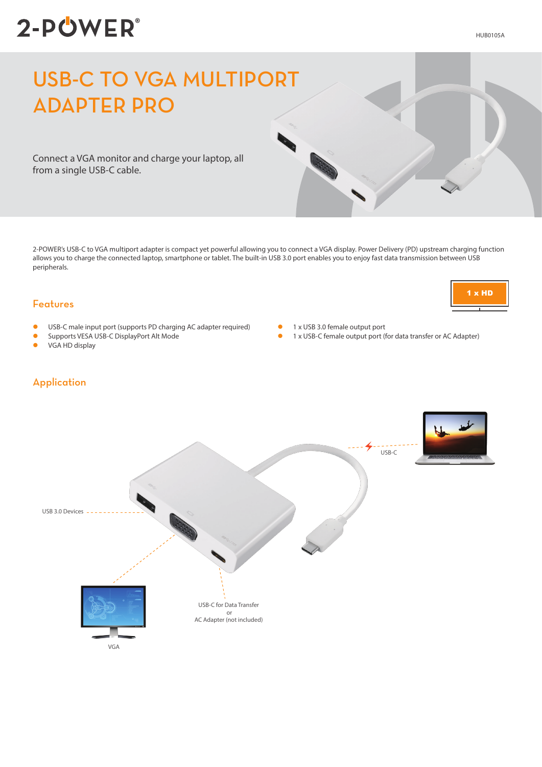2-POWER®

HUB0105A

# USB-C TO VGA MULTIPORT ADAPTER PRO

Connect a VGA monitor and charge your laptop, all from a single USB-C cable.

2-POWER's USB-C to VGA multiport adapter is compact yet powerful allowing you to connect a VGA display. Power Delivery (PD) upstream charging function allows you to charge the connected laptop, smartphone or tablet. The built-in USB 3.0 port enables you to enjoy fast data transmission between USB peripherals.

1 x HD

## Features

- USB-C male input port (supports PD charging AC adapter required)
- Supports VESA USB-C DisplayPort Alt Mode
- VGA HD display
- 1 x USB 3.0 female output port
- 1 x USB-C female output port (for data transfer or AC Adapter)

## Application

USB-C

USB 3.0 Devices

USB-C for Data Transfer
or
AC Adapter (not included)

VGA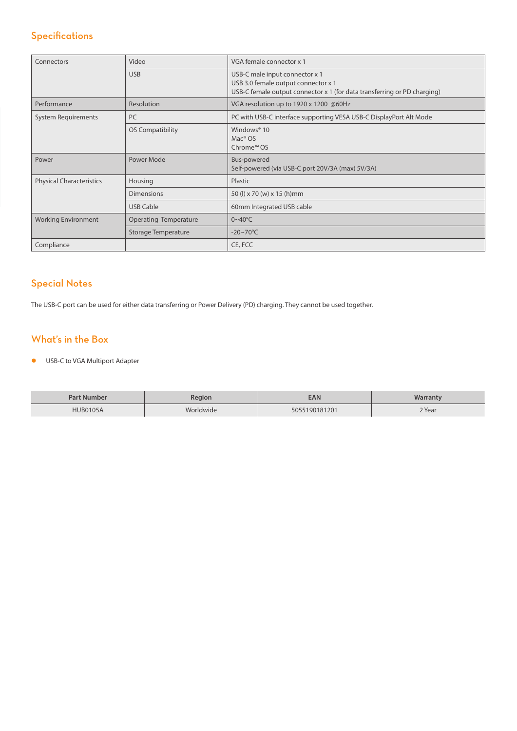## Specifications

| | | |
|---|---|---|
| Connectors | Video | VGA female connector x 1 |
| | USB | USB-C male input connector x 1<br>USB 3.0 female output connector x 1<br>USB-C female output connector x 1 (for data transferring or PD charging) |
| Performance | Resolution | VGA resolution up to 1920 x 1200 @60Hz |
| System Requirements | PC | PC with USB-C interface supporting VESA USB-C DisplayPort Alt Mode |
| | OS Compatibility | Windows® 10<br>Mac® OS<br>Chrome™ OS |
| Power | Power Mode | Bus-powered<br>Self-powered (via USB-C port 20V/3A (max) 5V/3A) |
| Physical Characteristics | Housing | Plastic |
| | Dimensions | 50 (l) x 70 (w) x 15 (h)mm |
| | USB Cable | 60mm Integrated USB cable |
| Working Environment | Operating Temperature | 0~40°C |
| | Storage Temperature | -20~70°C |
| Compliance | | CE, FCC |

## Special Notes

The USB-C port can be used for either data transferring or Power Delivery (PD) charging. They cannot be used together.

## What's in the Box

- USB-C to VGA Multiport Adapter

| Part Number | Region | EAN | Warranty |
|---|---|---|---|
| HUB0105A | Worldwide | 5055190181201 | 2 Year |